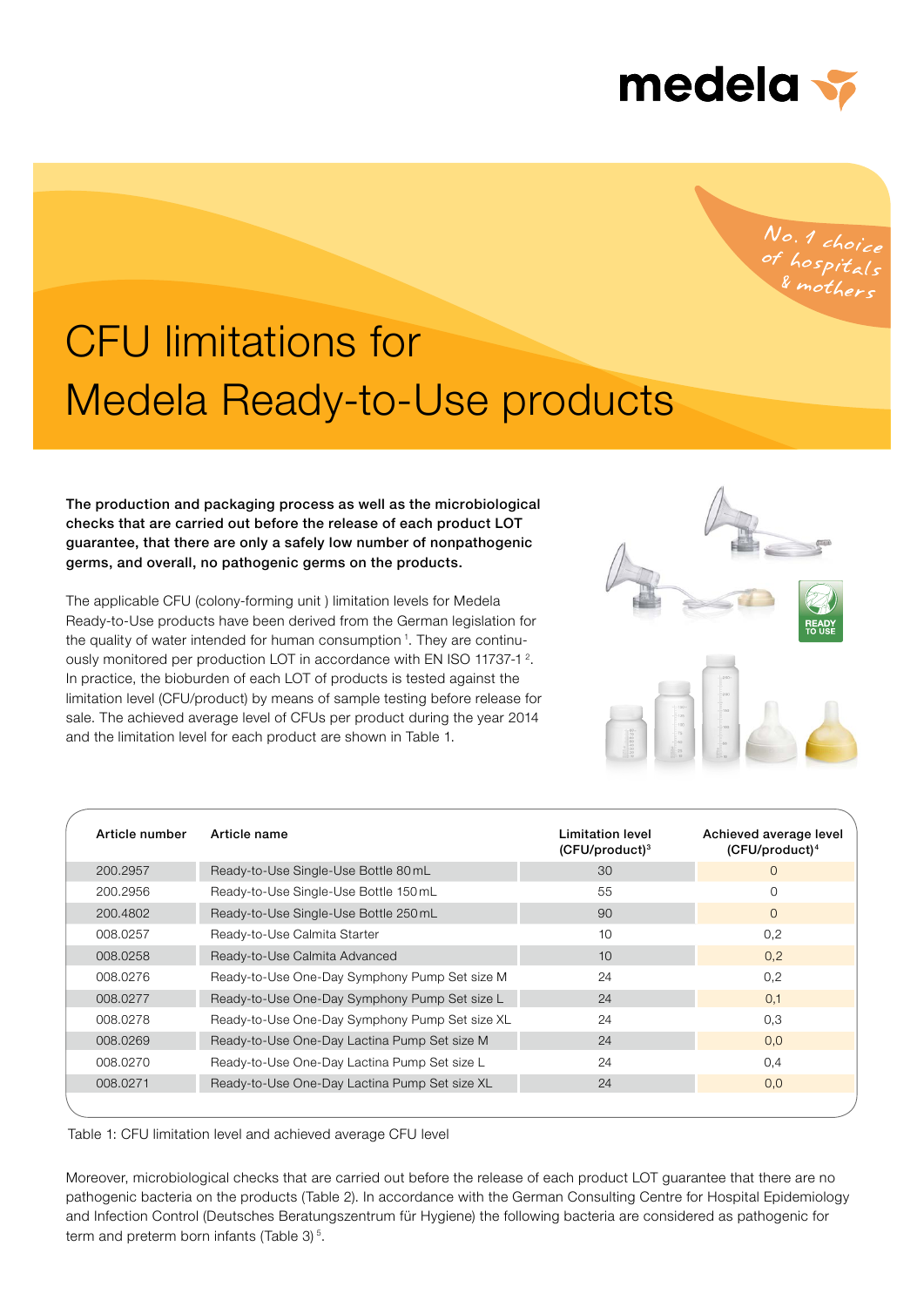# CFU limitations for Medela Ready-to-Use products

**The production and packaging process as well as the microbiological checks that are carried out before the release of each product LOT guarantee, that there are only a safely low number of nonpathogenic germs, and overall, no pathogenic germs on the products.**

The applicable CFU (colony-forming unit ) limitation levels for Medela Ready-to-Use products have been derived from the German legislation for the quality of water intended for human consumption [1]. They are continuously monitored per production LOT in accordance with EN ISO 11737-1 [2]. In practice, the bioburden of each LOT of products is tested against the limitation level (CFU/product) by means of sample testing before release for sale. The achieved average level of CFUs per product during the year 2014 and the limitation level for each product are shown in Table 1.

| Article number | Article name | Limitation level (CFU/product)[3] | Achieved average level (CFU/product)[4] |
|---|---|---|---|
| 200.2957 | Ready-to-Use Single-Use Bottle 80 mL | 30 | 0 |
| 200.2956 | Ready-to-Use Single-Use Bottle 150 mL | 55 | 0 |
| 200.4802 | Ready-to-Use Single-Use Bottle 250 mL | 90 | 0 |
| 008.0257 | Ready-to-Use Calmita Starter | 10 | 0,2 |
| 008.0258 | Ready-to-Use Calmita Advanced | 10 | 0,2 |
| 008.0276 | Ready-to-Use One-Day Symphony Pump Set size M | 24 | 0,2 |
| 008.0277 | Ready-to-Use One-Day Symphony Pump Set size L | 24 | 0,1 |
| 008.0278 | Ready-to-Use One-Day Symphony Pump Set size XL | 24 | 0,3 |
| 008.0269 | Ready-to-Use One-Day Lactina Pump Set size M | 24 | 0,0 |
| 008.0270 | Ready-to-Use One-Day Lactina Pump Set size L | 24 | 0,4 |
| 008.0271 | Ready-to-Use One-Day Lactina Pump Set size XL | 24 | 0,0 |

Table 1: CFU limitation level and achieved average CFU level

Moreover, microbiological checks that are carried out before the release of each product LOT guarantee that there are no pathogenic bacteria on the products (Table 2). In accordance with the German Consulting Centre for Hospital Epidemiology and Infection Control (Deutsches Beratungszentrum für Hygiene) the following bacteria are considered as pathogenic for term and preterm born infants (Table 3) [5].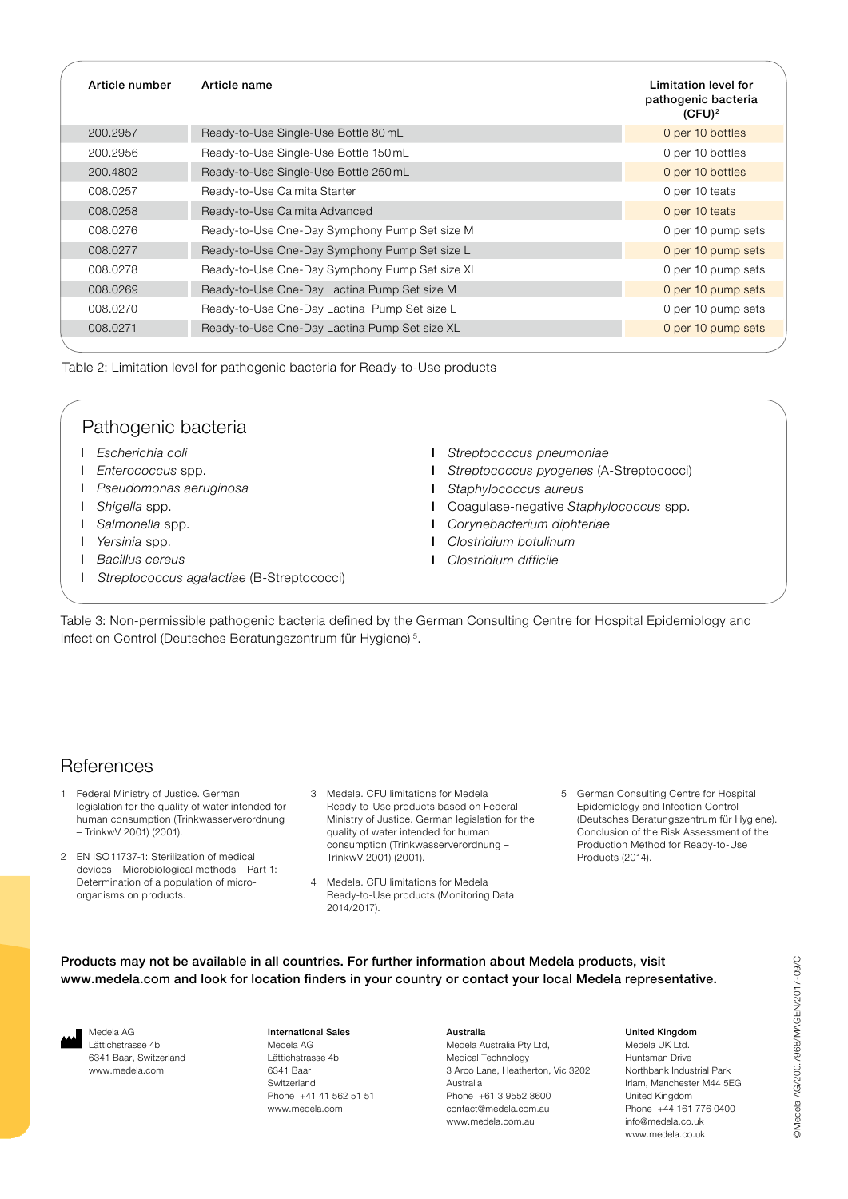| Article number | Article name | Limitation level for pathogenic bacteria (CFU)[2] |
|---|---|---|
| 200.2957 | Ready-to-Use Single-Use Bottle 80 mL | 0 per 10 bottles |
| 200.2956 | Ready-to-Use Single-Use Bottle 150 mL | 0 per 10 bottles |
| 200.4802 | Ready-to-Use Single-Use Bottle 250 mL | 0 per 10 bottles |
| 008.0257 | Ready-to-Use Calmita Starter | 0 per 10 teats |
| 008.0258 | Ready-to-Use Calmita Advanced | 0 per 10 teats |
| 008.0276 | Ready-to-Use One-Day Symphony Pump Set size M | 0 per 10 pump sets |
| 008.0277 | Ready-to-Use One-Day Symphony Pump Set size L | 0 per 10 pump sets |
| 008.0278 | Ready-to-Use One-Day Symphony Pump Set size XL | 0 per 10 pump sets |
| 008.0269 | Ready-to-Use One-Day Lactina Pump Set size M | 0 per 10 pump sets |
| 008.0270 | Ready-to-Use One-Day Lactina Pump Set size L | 0 per 10 pump sets |
| 008.0271 | Ready-to-Use One-Day Lactina Pump Set size XL | 0 per 10 pump sets |

Table 2: Limitation level for pathogenic bacteria for Ready-to-Use products

## Pathogenic bacteria

- *Escherichia coli*
- *Enterococcus* spp.
- *Pseudomonas aeruginosa*
- *Shigella* spp.
- *Salmonella* spp.
- *Yersinia* spp.
- *Bacillus cereus*
- *Streptococcus agalactiae* (B-Streptococci)
- *Streptococcus pneumoniae*
- *Streptococcus pyogenes* (A-Streptococci)
- *Staphylococcus aureus*
- Coagulase-negative *Staphylococcus* spp.
- *Corynebacterium diphteriae*
- *Clostridium botulinum*
- *Clostridium difficile*

Table 3: Non-permissible pathogenic bacteria defined by the German Consulting Centre for Hospital Epidemiology and Infection Control (Deutsches Beratungszentrum für Hygiene)[5].

## References

1. Federal Ministry of Justice. German legislation for the quality of water intended for human consumption (Trinkwasserverordnung – TrinkwV 2001) (2001).
2. EN ISO 11737-1: Sterilization of medical devices – Microbiological methods – Part 1: Determination of a population of micro-organisms on products.
3. Medela. CFU limitations for Medela Ready-to-Use products based on Federal Ministry of Justice. German legislation for the quality of water intended for human consumption (Trinkwasserverordnung – TrinkwV 2001) (2001).
4. Medela. CFU limitations for Medela Ready-to-Use products (Monitoring Data 2014/2017).
5. German Consulting Centre for Hospital Epidemiology and Infection Control (Deutsches Beratungszentrum für Hygiene). Conclusion of the Risk Assessment of the Production Method for Ready-to-Use Products (2014).

**Products may not be available in all countries. For further information about Medela products, visit www.medela.com and look for location finders in your country or contact your local Medela representative.**

Medela AG
Lättichstrasse 4b
6341 Baar, Switzerland
www.medela.com

**International Sales**
Medela AG
Lättichstrasse 4b
6341 Baar
Switzerland
Phone +41 41 562 51 51
www.medela.com

**Australia**
Medela Australia Pty Ltd,
Medical Technology
3 Arco Lane, Heatherton, Vic 3202
Australia
Phone +61 3 9552 8600
contact@medela.com.au
www.medela.com.au

**United Kingdom**
Medela UK Ltd.
Huntsman Drive
Northbank Industrial Park
Irlam, Manchester M44 5EG
United Kingdom
Phone +44 161 776 0400
info@medela.co.uk
www.medela.co.uk

©Medela AG/200.7968/MAGEN/2017-09/C